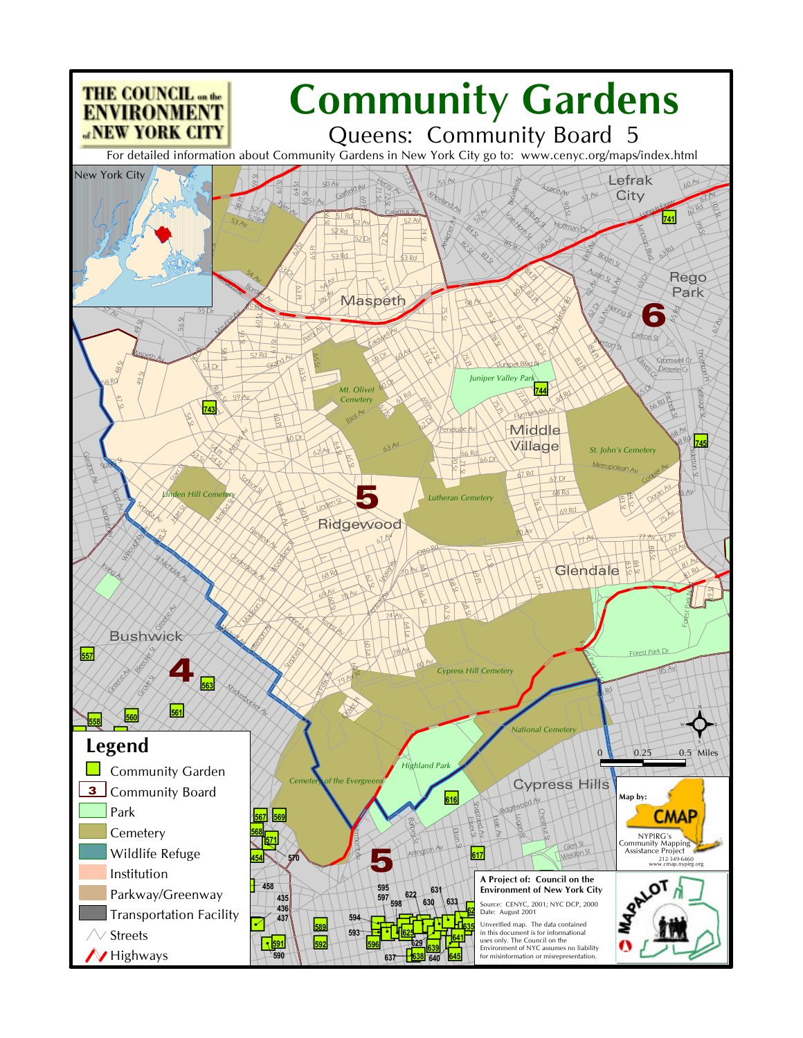THE COUNCIL on the ENVIRONMENT of NEW YORK CITY

# Community Gardens

## Queens: Community Board 5

For detailed information about Community Gardens in New York City go to: www.cenyc.org/maps/index.html

## Legend

- Community Garden
- Community Board
- Park
- Cemetery
- Wildlife Refuge
- Institution
- Parkway/Greenway
- Transportation Facility
- Streets
- Highways

0 0.25 0.5 Miles

Map by: CMAP
NYPIRG's Community Mapping Assistance Project
212-349-6460
www.cmap.nypirg.org

**A Project of: Council on the Environment of New York City**

Source: CENYC, 2001; NYC DCP, 2000
Date: August 2001

Unverified map. The data contained in this document is for informational uses only. The Council on the Environment of NYC assumes no liability for misinformation or misrepresentation.

MAPALOT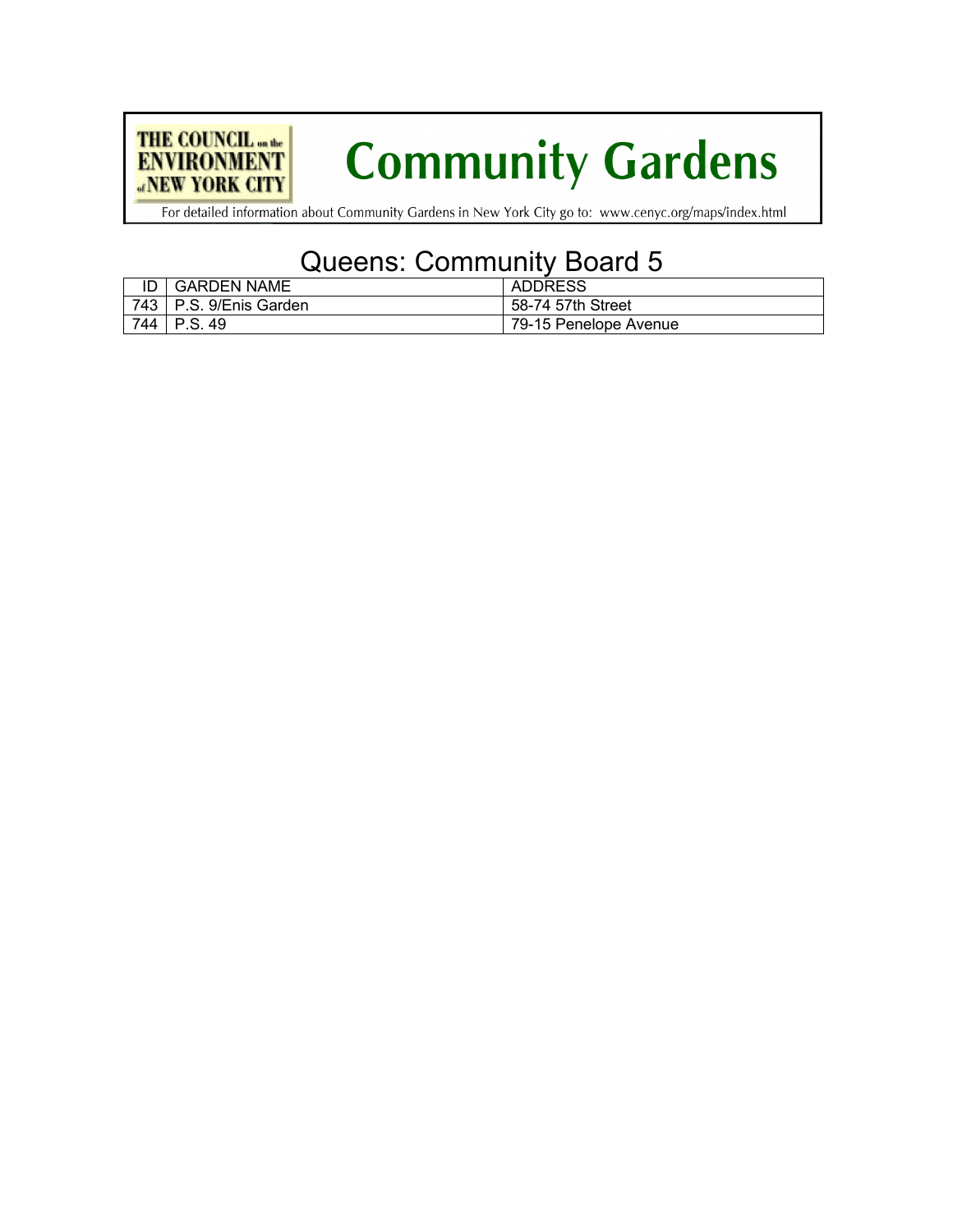THE COUNCIL on the ENVIRONMENT of NEW YORK CITY

# Community Gardens

For detailed information about Community Gardens in New York City go to: www.cenyc.org/maps/index.html

## Queens: Community Board 5

| ID | GARDEN NAME | ADDRESS |
|---|---|---|
| 743 | P.S. 9/Enis Garden | 58-74 57th Street |
| 744 | P.S. 49 | 79-15 Penelope Avenue |